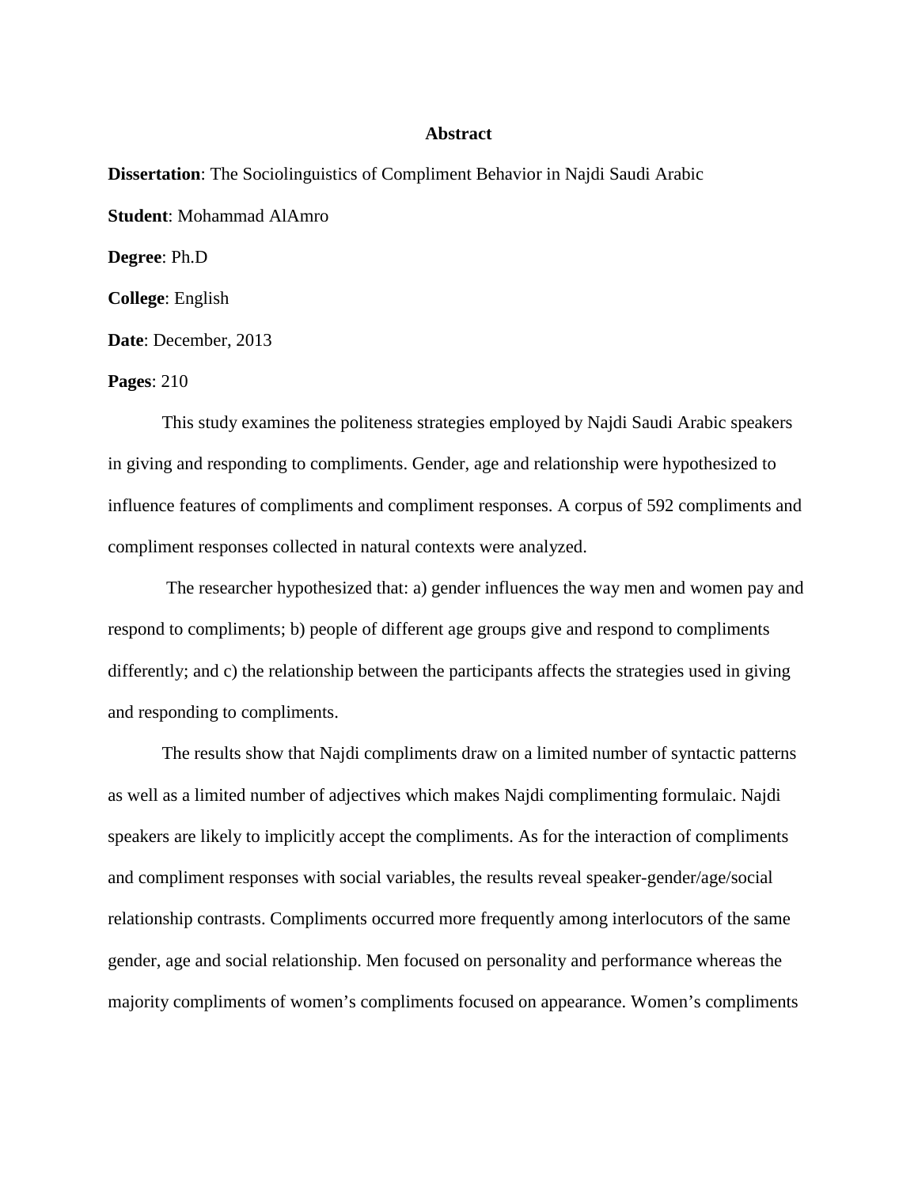# Abstract

**Dissertation**: The Sociolinguistics of Compliment Behavior in Najdi Saudi Arabic

**Student**: Mohammad AlAmro

**Degree**: Ph.D

**College**: English

**Date**: December, 2013

**Pages**: 210

This study examines the politeness strategies employed by Najdi Saudi Arabic speakers in giving and responding to compliments. Gender, age and relationship were hypothesized to influence features of compliments and compliment responses. A corpus of 592 compliments and compliment responses collected in natural contexts were analyzed.

The researcher hypothesized that: a) gender influences the way men and women pay and respond to compliments; b) people of different age groups give and respond to compliments differently; and c) the relationship between the participants affects the strategies used in giving and responding to compliments.

The results show that Najdi compliments draw on a limited number of syntactic patterns as well as a limited number of adjectives which makes Najdi complimenting formulaic. Najdi speakers are likely to implicitly accept the compliments. As for the interaction of compliments and compliment responses with social variables, the results reveal speaker-gender/age/social relationship contrasts. Compliments occurred more frequently among interlocutors of the same gender, age and social relationship. Men focused on personality and performance whereas the majority compliments of women's compliments focused on appearance. Women's compliments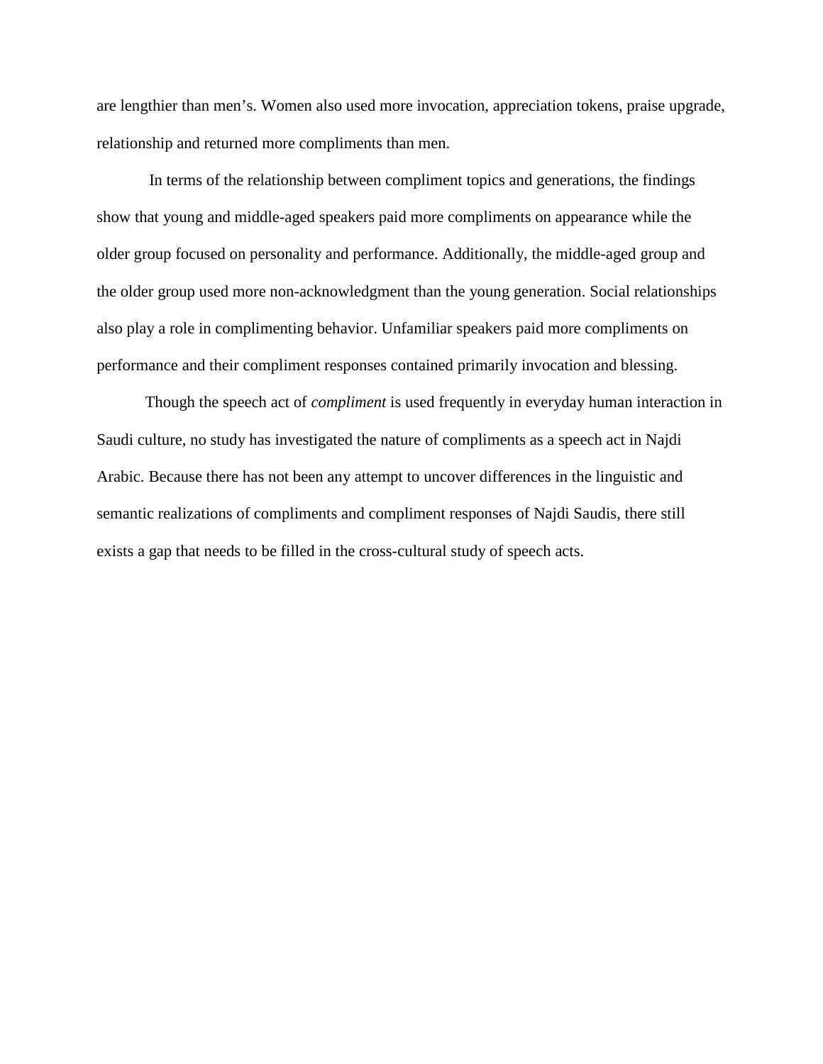are lengthier than men's. Women also used more invocation, appreciation tokens, praise upgrade, relationship and returned more compliments than men.

In terms of the relationship between compliment topics and generations, the findings show that young and middle-aged speakers paid more compliments on appearance while the older group focused on personality and performance. Additionally, the middle-aged group and the older group used more non-acknowledgment than the young generation. Social relationships also play a role in complimenting behavior. Unfamiliar speakers paid more compliments on performance and their compliment responses contained primarily invocation and blessing.

Though the speech act of *compliment* is used frequently in everyday human interaction in Saudi culture, no study has investigated the nature of compliments as a speech act in Najdi Arabic. Because there has not been any attempt to uncover differences in the linguistic and semantic realizations of compliments and compliment responses of Najdi Saudis, there still exists a gap that needs to be filled in the cross-cultural study of speech acts.